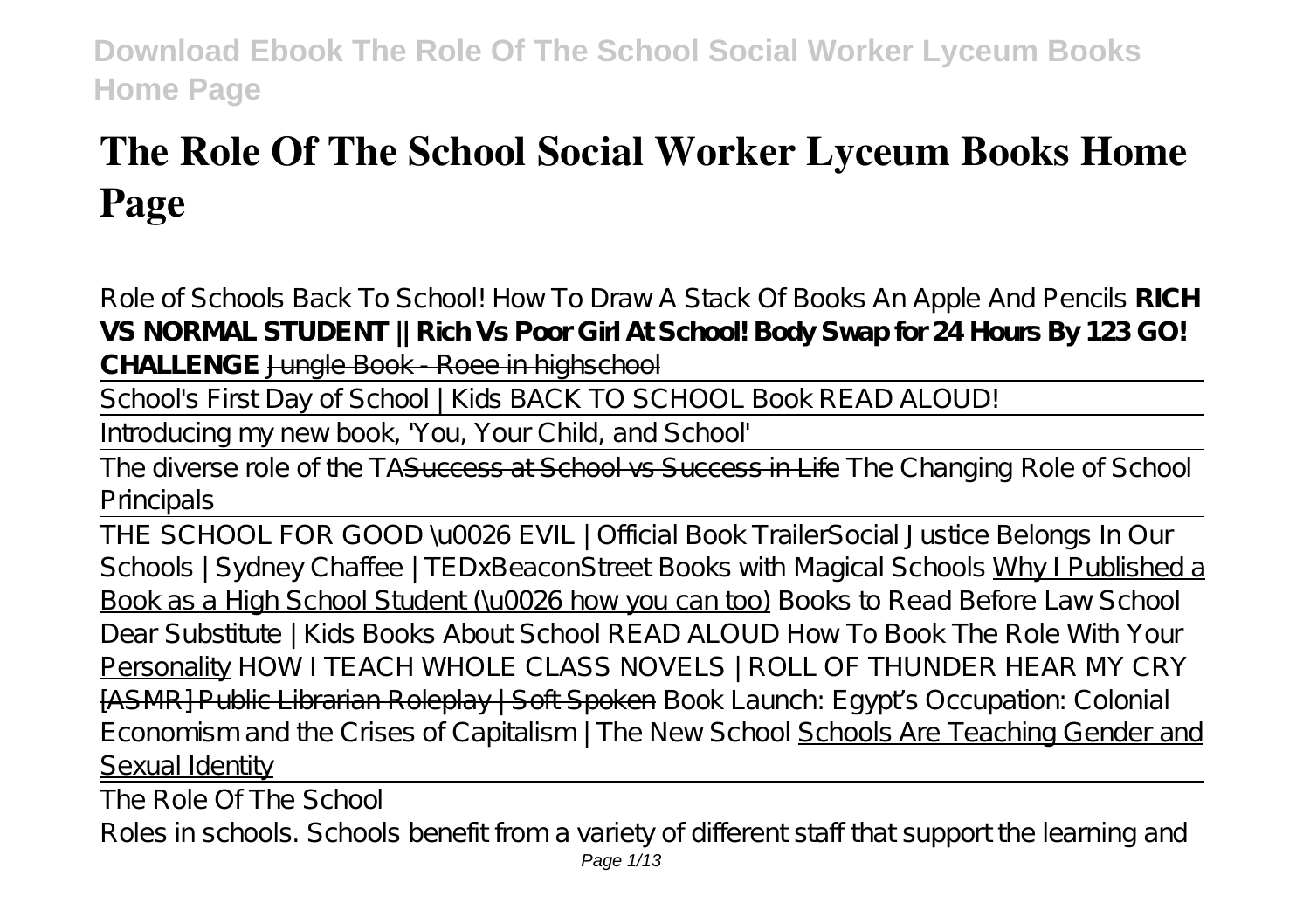# The Role Of The School Social Worker Lyceum Books Home Page

*Role of Schools Back To School! How To Draw A Stack Of Books An Apple And Pencils* **RICH VS NORMAL STUDENT || Rich Vs Poor Girl At School! Body Swap for 24 Hours By 123 GO! CHALLENGE** Jungle Book - Roee in highschool

School's First Day of School | Kids BACK TO SCHOOL Book READ ALOUD!

Introducing my new book, 'You, Your Child, and School'

The diverse role of the TASuccess at School vs Success in Life *The Changing Role of School Principals*

THE SCHOOL FOR GOOD \u0026 EVIL | Official Book Trailer*Social Justice Belongs In Our Schools | Sydney Chaffee | TEDxBeaconStreet Books with Magical Schools* Why I Published a Book as a High School Student (\u0026 how you can too) *Books to Read Before Law School Dear Substitute | Kids Books About School READ ALOUD* How To Book The Role With Your Personality *HOW I TEACH WHOLE CLASS NOVELS | ROLL OF THUNDER HEAR MY CRY* [ASMR] Public Librarian Roleplay | Soft Spoken *Book Launch: Egypt's Occupation: Colonial Economism and the Crises of Capitalism | The New School* Schools Are Teaching Gender and Sexual Identity

The Role Of The School

Roles in schools. Schools benefit from a variety of different staff that support the learning and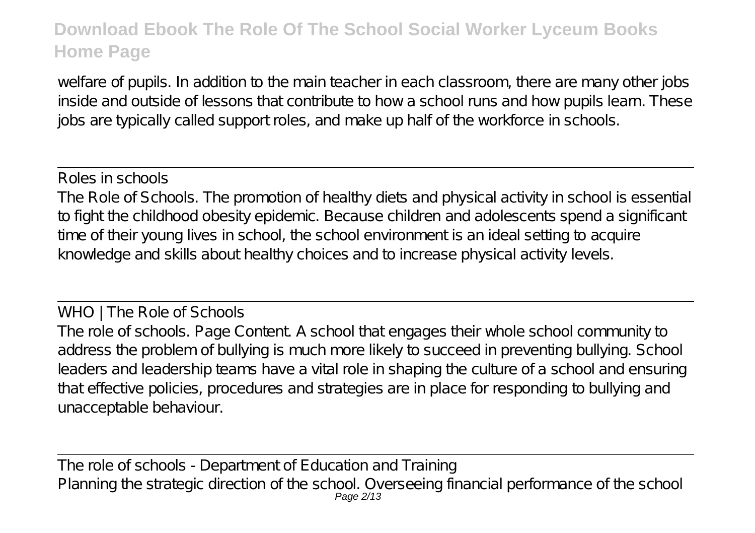welfare of pupils. In addition to the main teacher in each classroom, there are many other jobs inside and outside of lessons that contribute to how a school runs and how pupils learn. These jobs are typically called support roles, and make up half of the workforce in schools.

## Roles in schools

The Role of Schools. The promotion of healthy diets and physical activity in school is essential to fight the childhood obesity epidemic. Because children and adolescents spend a significant time of their young lives in school, the school environment is an ideal setting to acquire knowledge and skills about healthy choices and to increase physical activity levels.

## WHO | The Role of Schools

The role of schools. Page Content. A school that engages their whole school community to address the problem of bullying is much more likely to succeed in preventing bullying. School leaders and leadership teams have a vital role in shaping the culture of a school and ensuring that effective policies, procedures and strategies are in place for responding to bullying and unacceptable behaviour.

## The role of schools - Department of Education and Training

Planning the strategic direction of the school. Overseeing financial performance of the school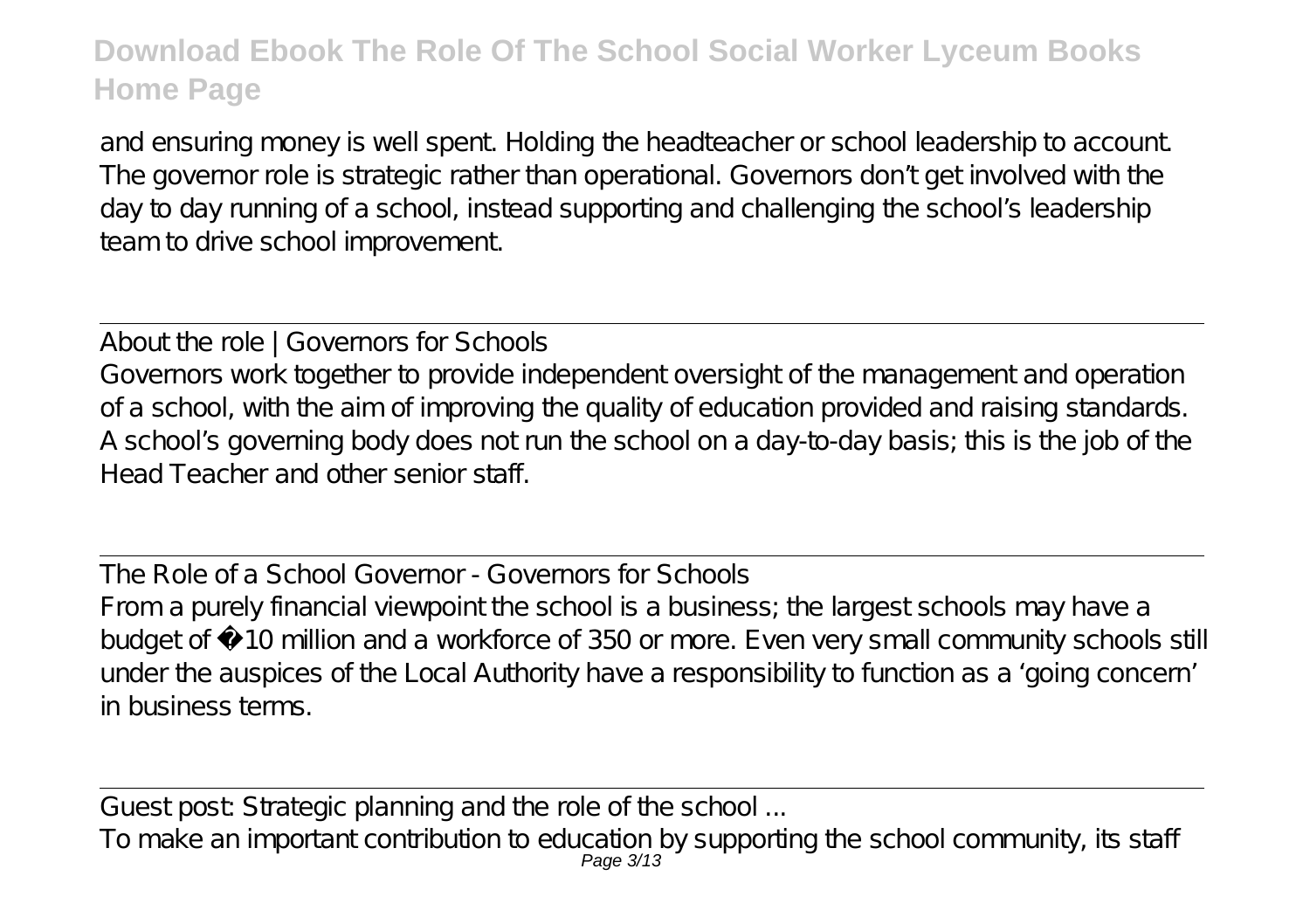and ensuring money is well spent. Holding the headteacher or school leadership to account. The governor role is strategic rather than operational. Governors don't get involved with the day to day running of a school, instead supporting and challenging the school's leadership team to drive school improvement.

About the role | Governors for Schools

Governors work together to provide independent oversight of the management and operation of a school, with the aim of improving the quality of education provided and raising standards. A school's governing body does not run the school on a day-to-day basis; this is the job of the Head Teacher and other senior staff.

The Role of a School Governor - Governors for Schools

From a purely financial viewpoint the school is a business; the largest schools may have a budget of �10 million and a workforce of 350 or more. Even very small community schools still under the auspices of the Local Authority have a responsibility to function as a 'going concern' in business terms.

Guest post: Strategic planning and the role of the school ...

To make an important contribution to education by supporting the school community, its staff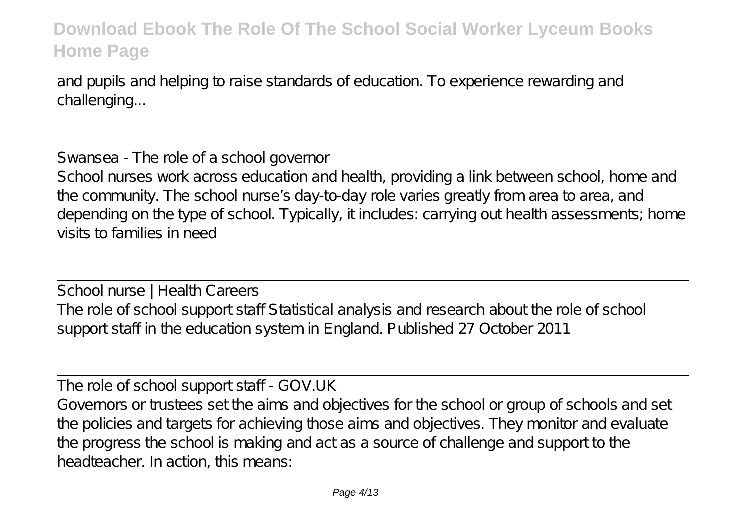and pupils and helping to raise standards of education. To experience rewarding and challenging...

Swansea - The role of a school governor

School nurses work across education and health, providing a link between school, home and the community. The school nurse's day-to-day role varies greatly from area to area, and depending on the type of school. Typically, it includes: carrying out health assessments; home visits to families in need

School nurse | Health Careers

The role of school support staff Statistical analysis and research about the role of school support staff in the education system in England. Published 27 October 2011

The role of school support staff - GOV.UK

Governors or trustees set the aims and objectives for the school or group of schools and set the policies and targets for achieving those aims and objectives. They monitor and evaluate the progress the school is making and act as a source of challenge and support to the headteacher. In action, this means: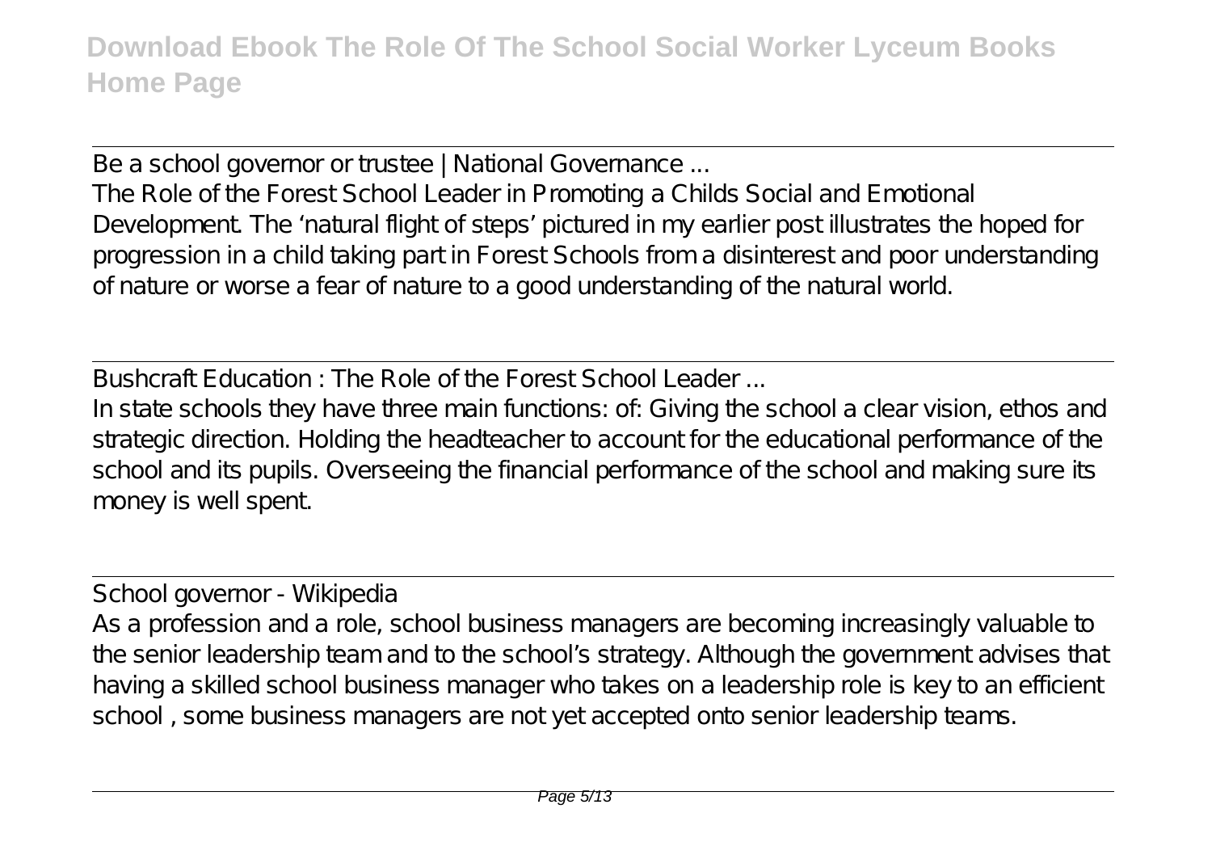Be a school governor or trustee | National Governance ...

The Role of the Forest School Leader in Promoting a Childs Social and Emotional Development. The 'natural flight of steps' pictured in my earlier post illustrates the hoped for progression in a child taking part in Forest Schools from a disinterest and poor understanding of nature or worse a fear of nature to a good understanding of the natural world.

Bushcraft Education : The Role of the Forest School Leader ...

In state schools they have three main functions: of: Giving the school a clear vision, ethos and strategic direction. Holding the headteacher to account for the educational performance of the school and its pupils. Overseeing the financial performance of the school and making sure its money is well spent.

School governor - Wikipedia

As a profession and a role, school business managers are becoming increasingly valuable to the senior leadership team and to the school's strategy. Although the government advises that having a skilled school business manager who takes on a leadership role is key to an efficient school , some business managers are not yet accepted onto senior leadership teams.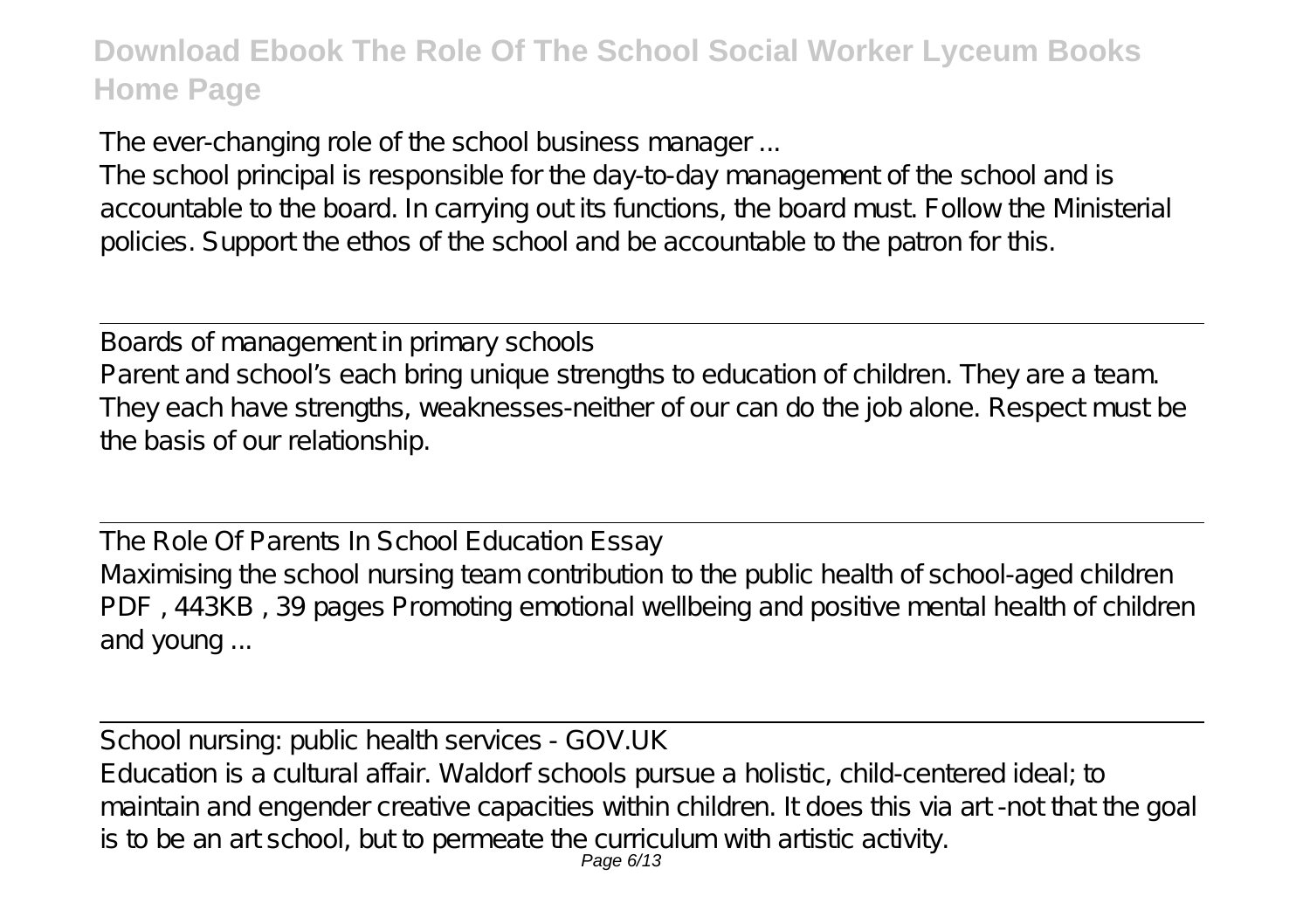The ever-changing role of the school business manager ...

The school principal is responsible for the day-to-day management of the school and is accountable to the board. In carrying out its functions, the board must. Follow the Ministerial policies. Support the ethos of the school and be accountable to the patron for this.

Boards of management in primary schools

Parent and school's each bring unique strengths to education of children. They are a team. They each have strengths, weaknesses-neither of our can do the job alone. Respect must be the basis of our relationship.

The Role Of Parents In School Education Essay

Maximising the school nursing team contribution to the public health of school-aged children PDF , 443KB , 39 pages Promoting emotional wellbeing and positive mental health of children and young ...

School nursing: public health services - GOV.UK

Education is a cultural affair. Waldorf schools pursue a holistic, child-centered ideal; to maintain and engender creative capacities within children. It does this via art -not that the goal is to be an art school, but to permeate the curriculum with artistic activity.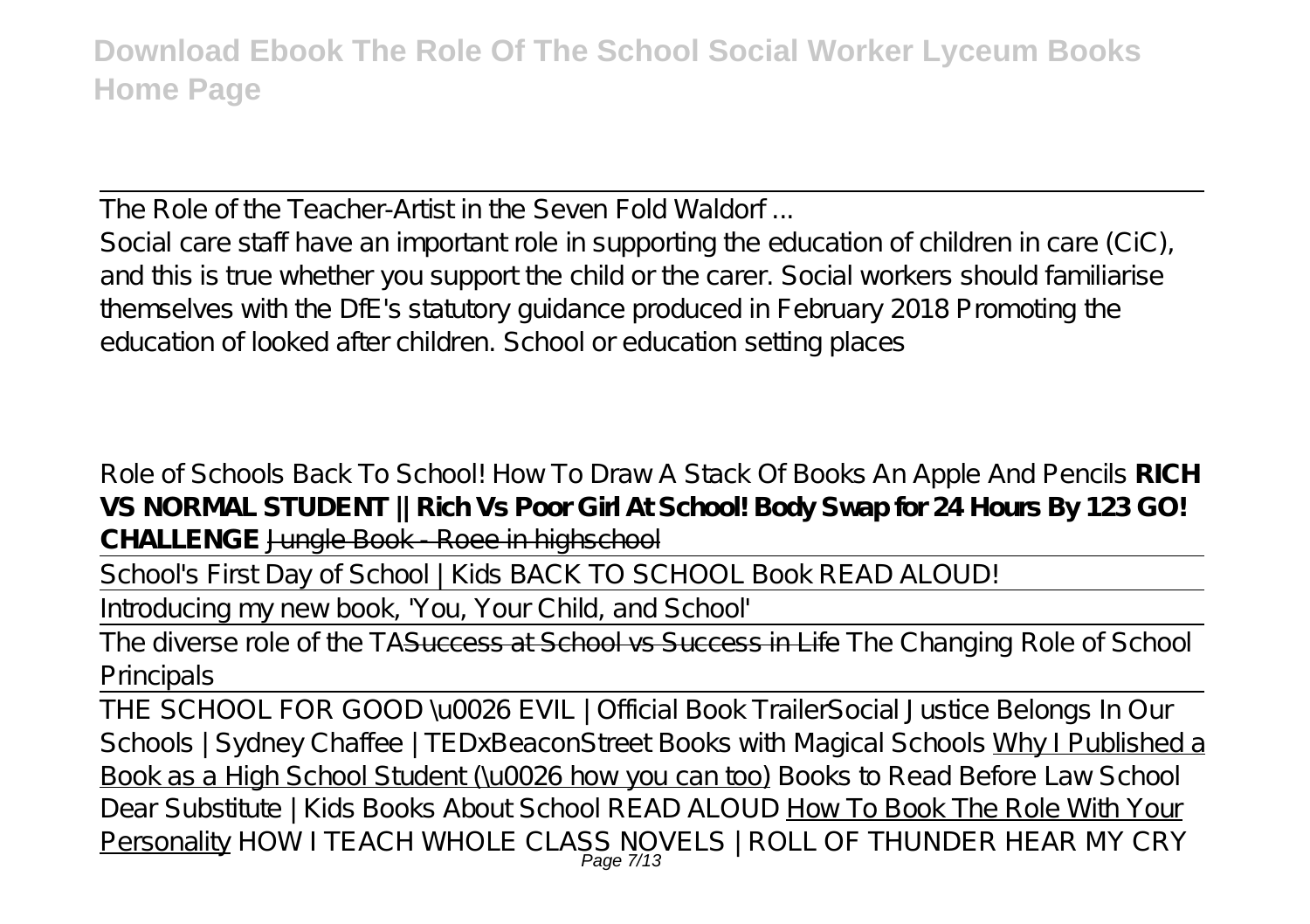The Role of the Teacher-Artist in the Seven Fold Waldorf ...

Social care staff have an important role in supporting the education of children in care (CiC), and this is true whether you support the child or the carer. Social workers should familiarise themselves with the DfE's statutory guidance produced in February 2018 Promoting the education of looked after children. School or education setting places

*Role of Schools* *Back To School! How To Draw A Stack Of Books An Apple And Pencils* **RICH VS NORMAL STUDENT || Rich Vs Poor Girl At School! Body Swap for 24 Hours By 123 GO! CHALLENGE** Jungle Book - Roee in highschool

School's First Day of School | Kids BACK TO SCHOOL Book READ ALOUD!

Introducing my new book, 'You, Your Child, and School'

The diverse role of the TA Success at School vs Success in Life *The Changing Role of School Principals*

THE SCHOOL FOR GOOD \u0026 EVIL | Official Book Trailer *Social Justice Belongs In Our Schools | Sydney Chaffee | TEDxBeaconStreet* *Books with Magical Schools* Why I Published a Book as a High School Student (\u0026 how you can too) *Books to Read Before Law School* *Dear Substitute | Kids Books About School READ ALOUD* How To Book The Role With Your Personality *HOW I TEACH WHOLE CLASS NOVELS | ROLL OF THUNDER HEAR MY CRY*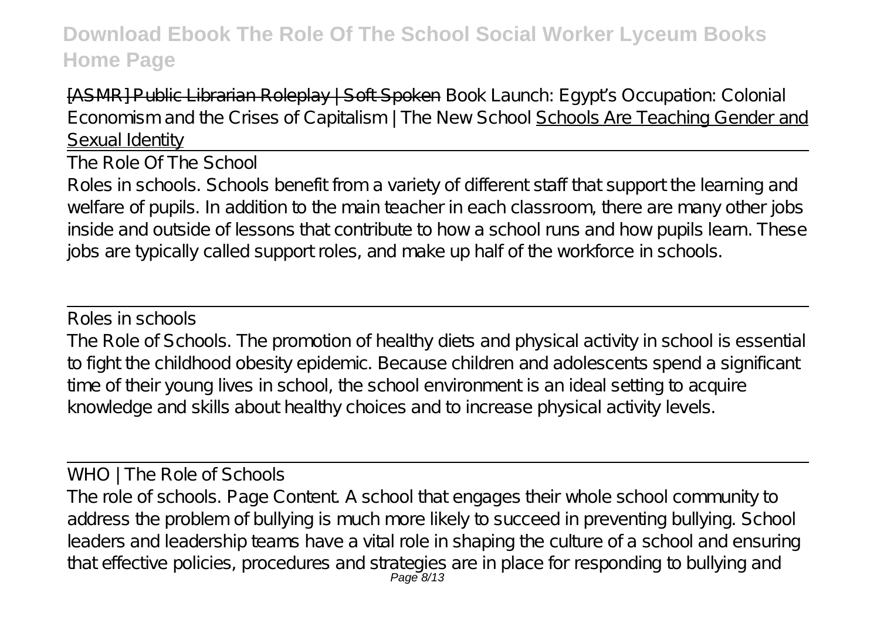[ASMR] Public Librarian Roleplay | Soft Spoken Book Launch: Egypt's Occupation: Colonial Economism and the Crises of Capitalism | The New School Schools Are Teaching Gender and Sexual Identity

## The Role Of The School

Roles in schools. Schools benefit from a variety of different staff that support the learning and welfare of pupils. In addition to the main teacher in each classroom, there are many other jobs inside and outside of lessons that contribute to how a school runs and how pupils learn. These jobs are typically called support roles, and make up half of the workforce in schools.

## Roles in schools

The Role of Schools. The promotion of healthy diets and physical activity in school is essential to fight the childhood obesity epidemic. Because children and adolescents spend a significant time of their young lives in school, the school environment is an ideal setting to acquire knowledge and skills about healthy choices and to increase physical activity levels.

## WHO | The Role of Schools

The role of schools. Page Content. A school that engages their whole school community to address the problem of bullying is much more likely to succeed in preventing bullying. School leaders and leadership teams have a vital role in shaping the culture of a school and ensuring that effective policies, procedures and strategies are in place for responding to bullying and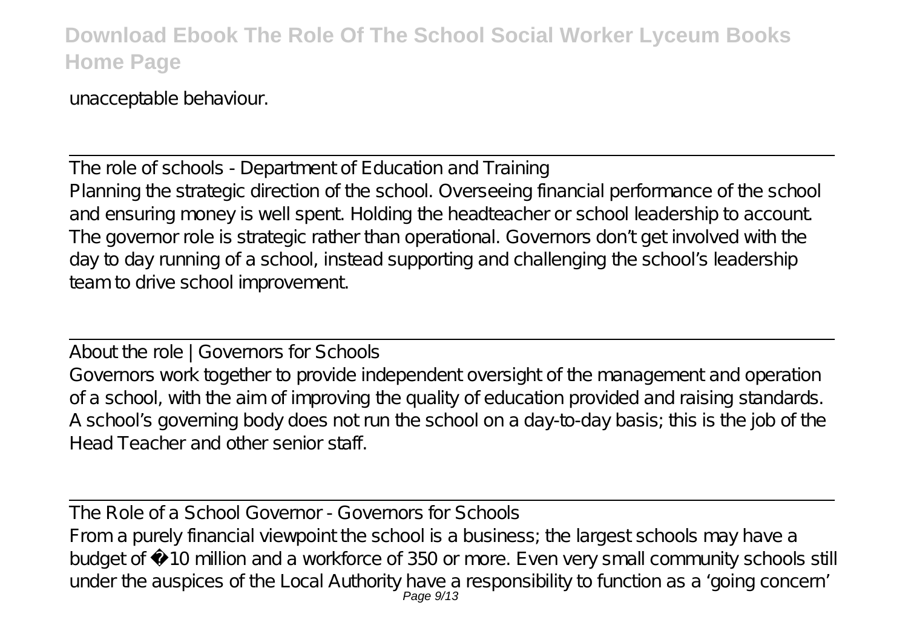unacceptable behaviour.

The role of schools - Department of Education and Training

Planning the strategic direction of the school. Overseeing financial performance of the school and ensuring money is well spent. Holding the headteacher or school leadership to account. The governor role is strategic rather than operational. Governors don't get involved with the day to day running of a school, instead supporting and challenging the school's leadership team to drive school improvement.

About the role | Governors for Schools

Governors work together to provide independent oversight of the management and operation of a school, with the aim of improving the quality of education provided and raising standards. A school's governing body does not run the school on a day-to-day basis; this is the job of the Head Teacher and other senior staff.

The Role of a School Governor - Governors for Schools

From a purely financial viewpoint the school is a business; the largest schools may have a budget of �10 million and a workforce of 350 or more. Even very small community schools still under the auspices of the Local Authority have a responsibility to function as a 'going concern'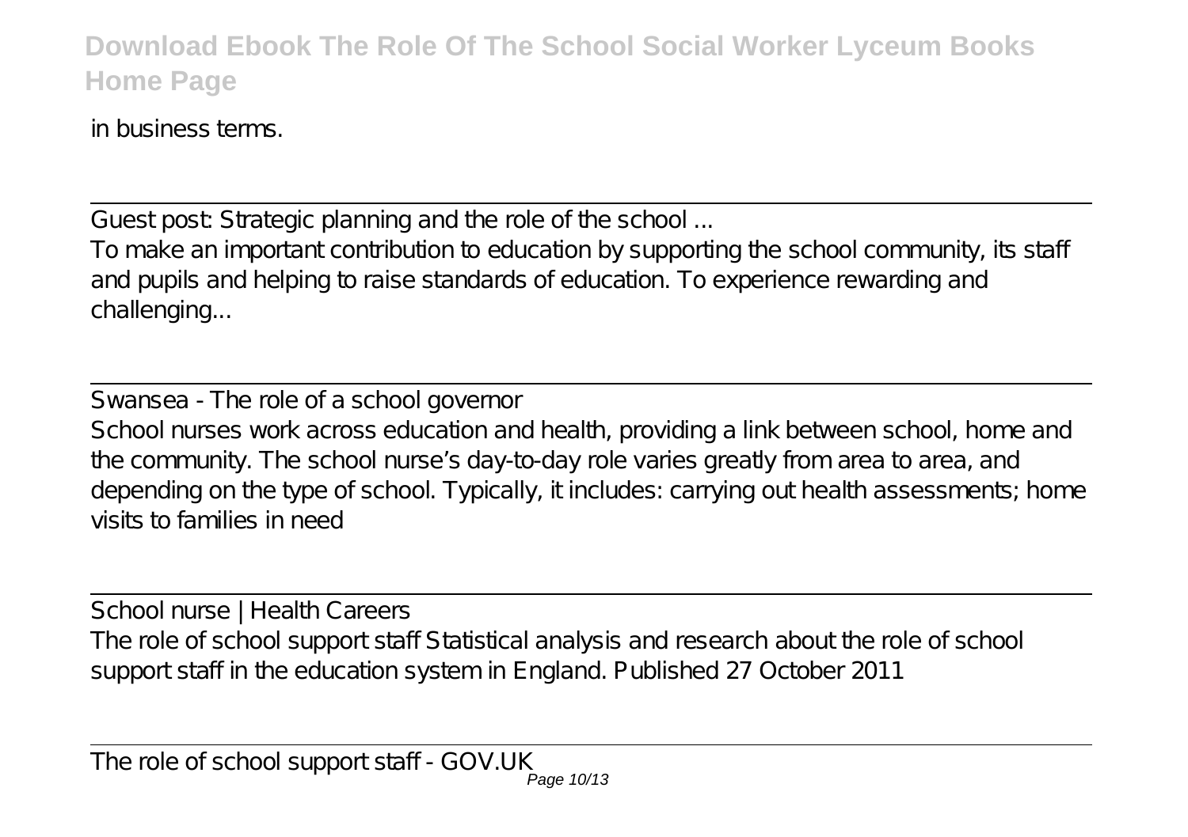in business terms.

Guest post: Strategic planning and the role of the school ...
To make an important contribution to education by supporting the school community, its staff and pupils and helping to raise standards of education. To experience rewarding and challenging...

Swansea - The role of a school governor
School nurses work across education and health, providing a link between school, home and the community. The school nurse's day-to-day role varies greatly from area to area, and depending on the type of school. Typically, it includes: carrying out health assessments; home visits to families in need

School nurse | Health Careers
The role of school support staff Statistical analysis and research about the role of school support staff in the education system in England. Published 27 October 2011

The role of school support staff - GOV.UK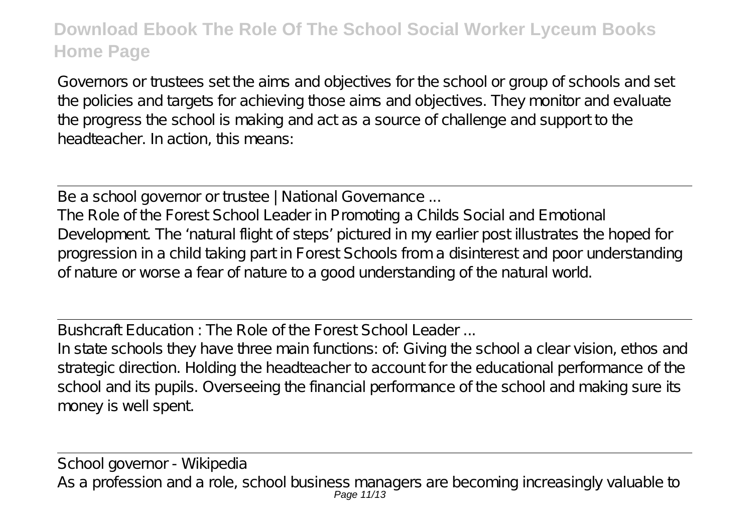Governors or trustees set the aims and objectives for the school or group of schools and set the policies and targets for achieving those aims and objectives. They monitor and evaluate the progress the school is making and act as a source of challenge and support to the headteacher. In action, this means:

Be a school governor or trustee | National Governance ...

The Role of the Forest School Leader in Promoting a Childs Social and Emotional Development. The 'natural flight of steps' pictured in my earlier post illustrates the hoped for progression in a child taking part in Forest Schools from a disinterest and poor understanding of nature or worse a fear of nature to a good understanding of the natural world.

Bushcraft Education : The Role of the Forest School Leader ...

In state schools they have three main functions: of: Giving the school a clear vision, ethos and strategic direction. Holding the headteacher to account for the educational performance of the school and its pupils. Overseeing the financial performance of the school and making sure its money is well spent.

School governor - Wikipedia

As a profession and a role, school business managers are becoming increasingly valuable to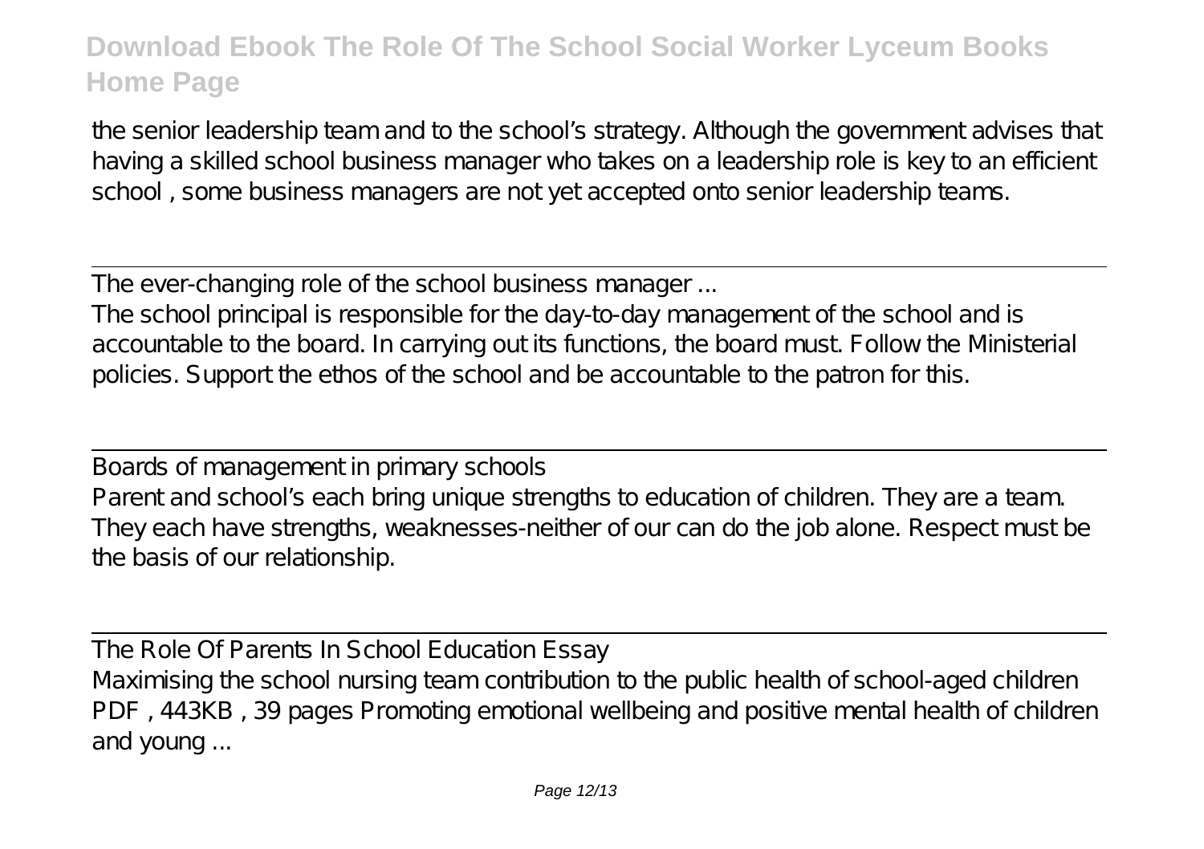the senior leadership team and to the school's strategy. Although the government advises that having a skilled school business manager who takes on a leadership role is key to an efficient school , some business managers are not yet accepted onto senior leadership teams.

The ever-changing role of the school business manager ...

The school principal is responsible for the day-to-day management of the school and is accountable to the board. In carrying out its functions, the board must. Follow the Ministerial policies. Support the ethos of the school and be accountable to the patron for this.

Boards of management in primary schools

Parent and school's each bring unique strengths to education of children. They are a team. They each have strengths, weaknesses-neither of our can do the job alone. Respect must be the basis of our relationship.

The Role Of Parents In School Education Essay

Maximising the school nursing team contribution to the public health of school-aged children PDF , 443KB , 39 pages Promoting emotional wellbeing and positive mental health of children and young ...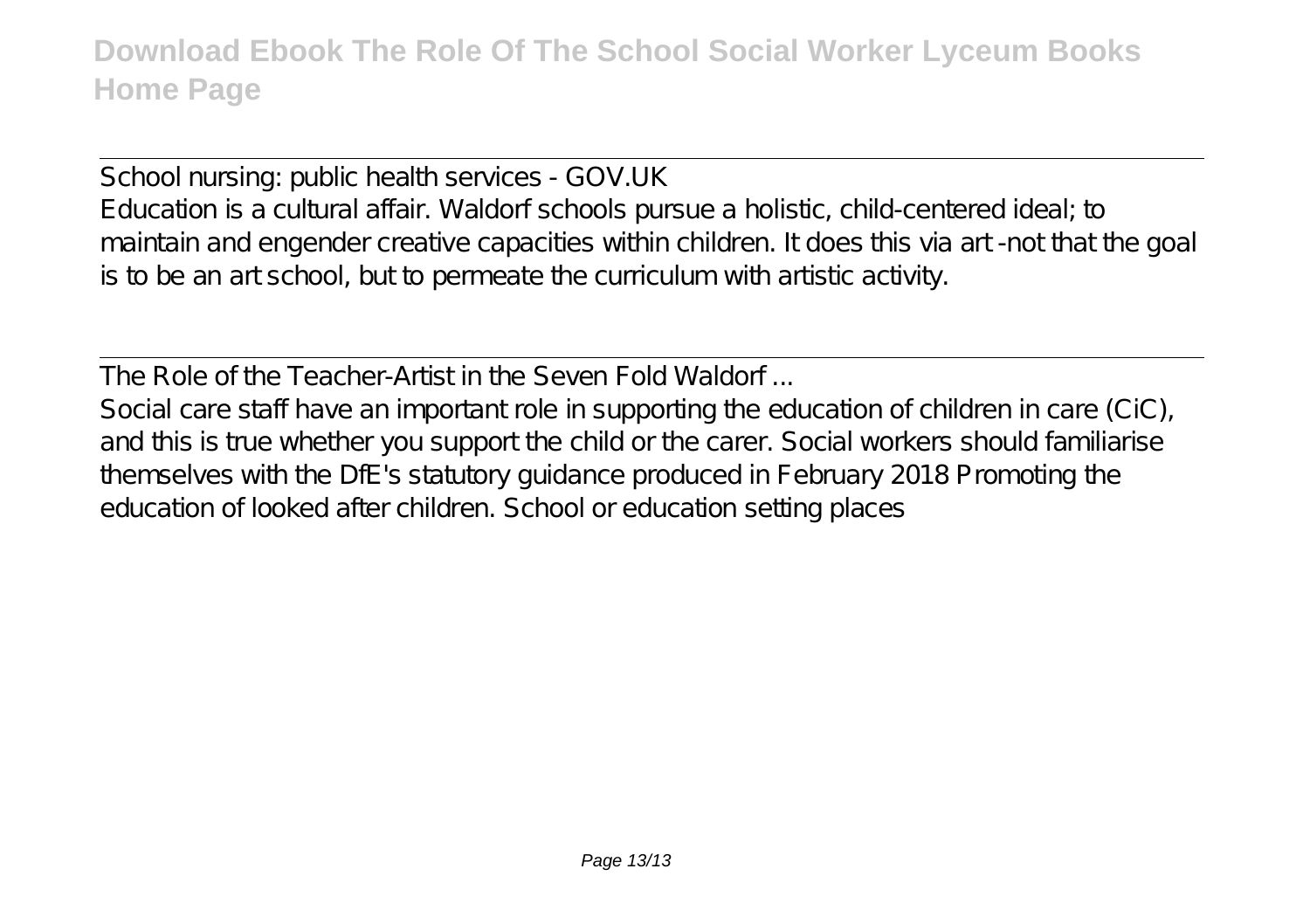School nursing: public health services - GOV.UK

Education is a cultural affair. Waldorf schools pursue a holistic, child-centered ideal; to maintain and engender creative capacities within children. It does this via art -not that the goal is to be an art school, but to permeate the curriculum with artistic activity.

The Role of the Teacher-Artist in the Seven Fold Waldorf ...

Social care staff have an important role in supporting the education of children in care (CiC), and this is true whether you support the child or the carer. Social workers should familiarise themselves with the DfE's statutory guidance produced in February 2018 Promoting the education of looked after children. School or education setting places